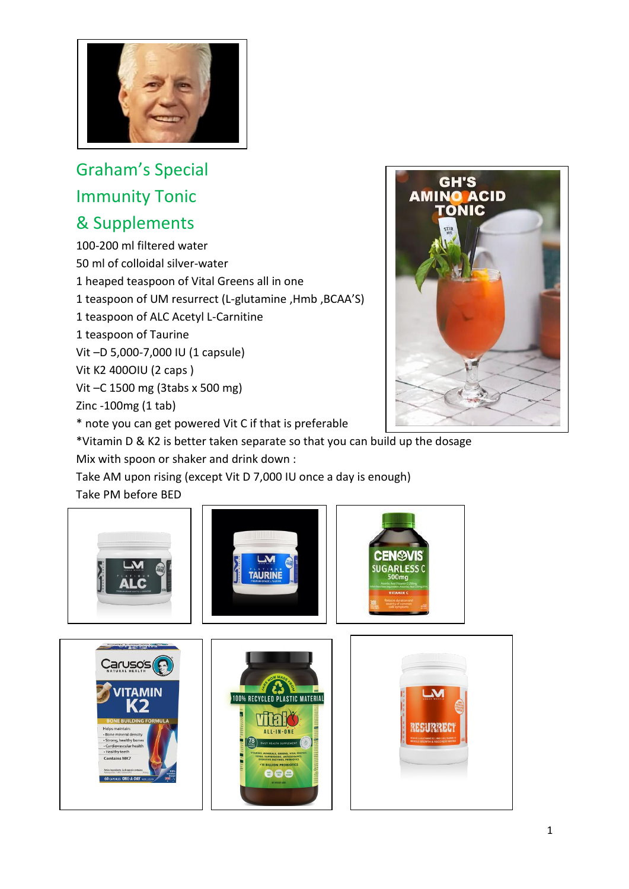# Graham's Special Immunity Tonic & Supplements

100-200 ml filtered water

50 ml of colloidal silver-water

1 heaped teaspoon of Vital Greens all in one

1 teaspoon of UM resurrect (L-glutamine ,Hmb ,BCAA'S)

1 teaspoon of ALC Acetyl L-Carnitine

1 teaspoon of Taurine

Vit –D 5,000-7,000 IU (1 capsule)

Vit K2 4000IU (2 caps )

Vit –C 1500 mg (3tabs x 500 mg)

Zinc -100mg (1 tab)

* note you can get powered Vit C if that is preferable

*Vitamin D & K2 is better taken separate so that you can build up the dosage

Mix with spoon or shaker and drink down :

Take AM upon rising (except Vit D 7,000 IU once a day is enough)

Take PM before BED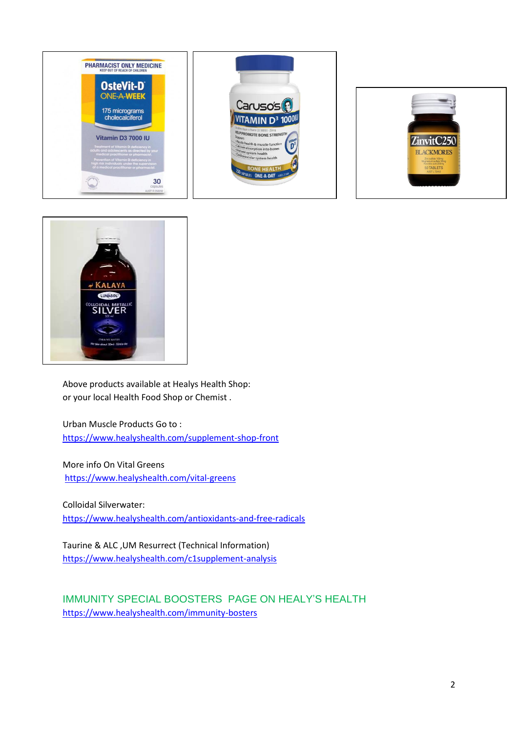Above products available at Healys Health Shop:
or your local Health Food Shop or Chemist .

Urban Muscle Products Go to :
https://www.healyshealth.com/supplement-shop-front

More info On Vital Greens
https://www.healyshealth.com/vital-greens

Colloidal Silverwater:
https://www.healyshealth.com/antioxidants-and-free-radicals

Taurine & ALC ,UM Resurrect (Technical Information)
https://www.healyshealth.com/c1supplement-analysis

## IMMUNITY SPECIAL BOOSTERS PAGE ON HEALY'S HEALTH

https://www.healyshealth.com/immunity-bosters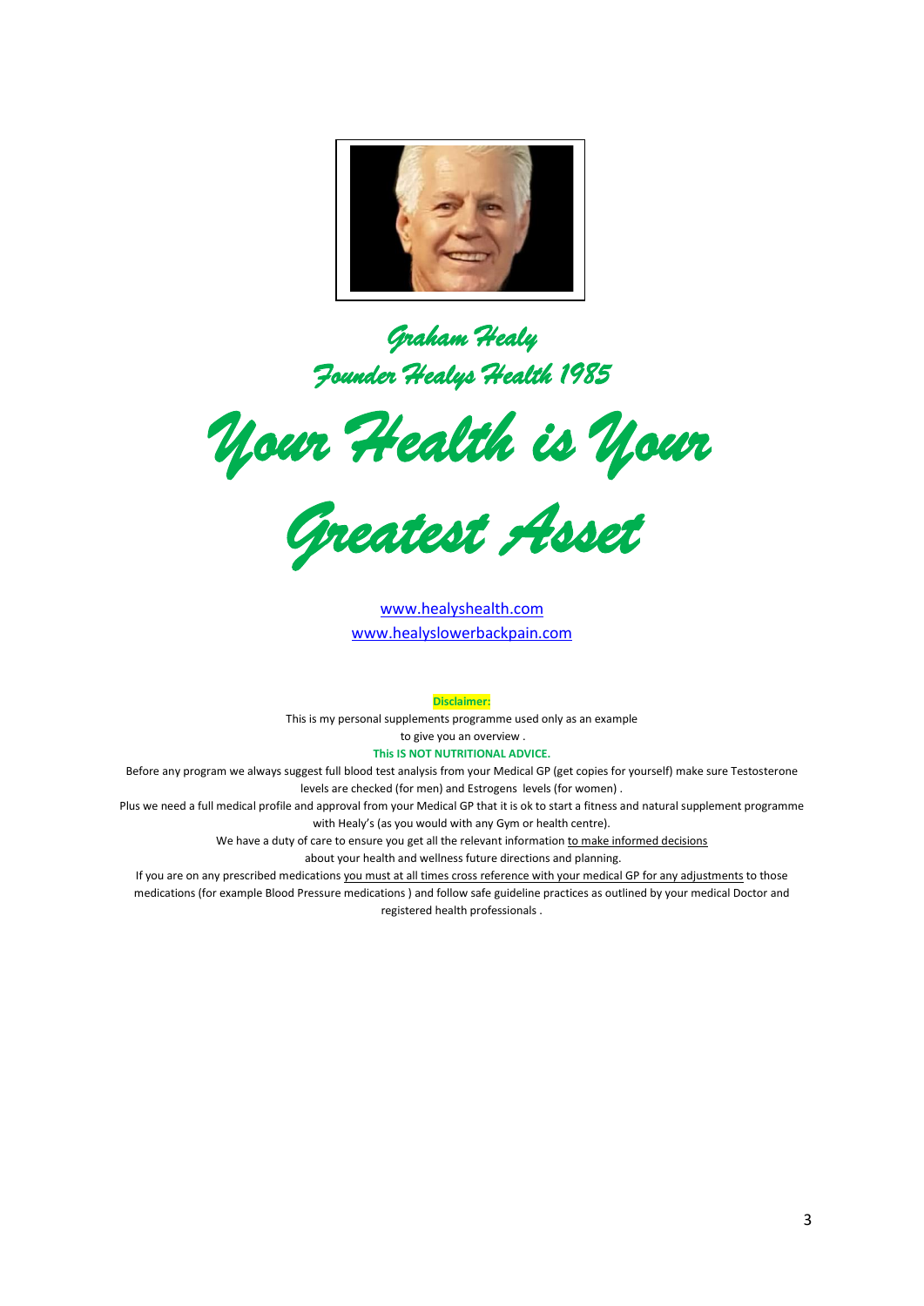*Graham Healy*

*Founder Healys Health 1985*

# *Your Health is Your Greatest Asset*

www.healyshealth.com

www.healyslowerbackpain.com

**Disclaimer:**

This is my personal supplements programme used only as an example to give you an overview .

**This IS NOT NUTRITIONAL ADVICE.**

Before any program we always suggest full blood test analysis from your Medical GP (get copies for yourself) make sure Testosterone levels are checked (for men) and Estrogens levels (for women) .

Plus we need a full medical profile and approval from your Medical GP that it is ok to start a fitness and natural supplement programme with Healy's (as you would with any Gym or health centre).

We have a duty of care to ensure you get all the relevant information to make informed decisions about your health and wellness future directions and planning.

If you are on any prescribed medications you must at all times cross reference with your medical GP for any adjustments to those medications (for example Blood Pressure medications ) and follow safe guideline practices as outlined by your medical Doctor and registered health professionals .